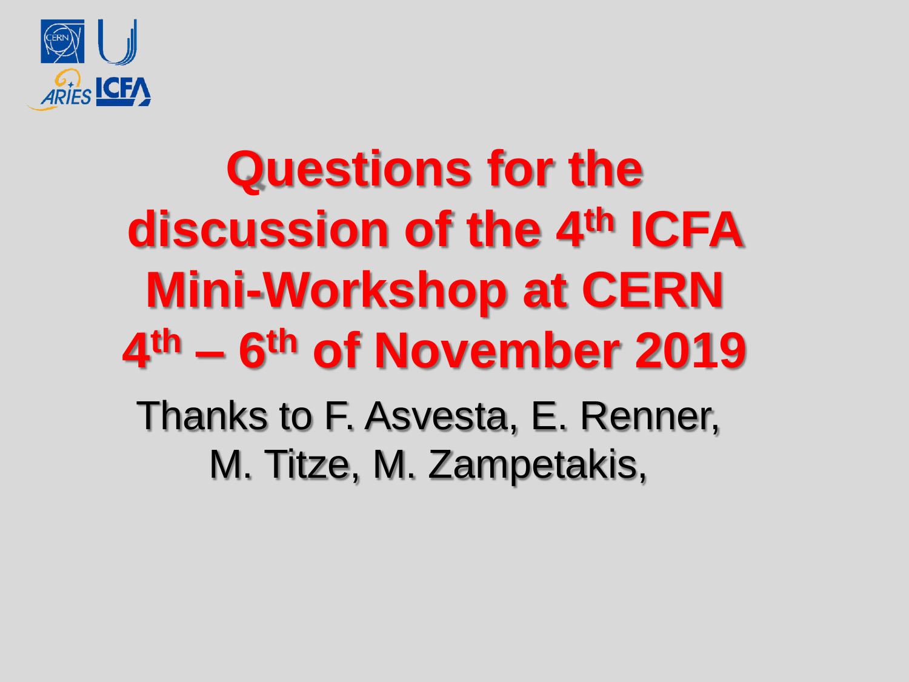# Questions for the discussion of the 4th ICFA Mini-Workshop at CERN 4th – 6th of November 2019

Thanks to F. Asvesta, E. Renner, M. Titze, M. Zampetakis,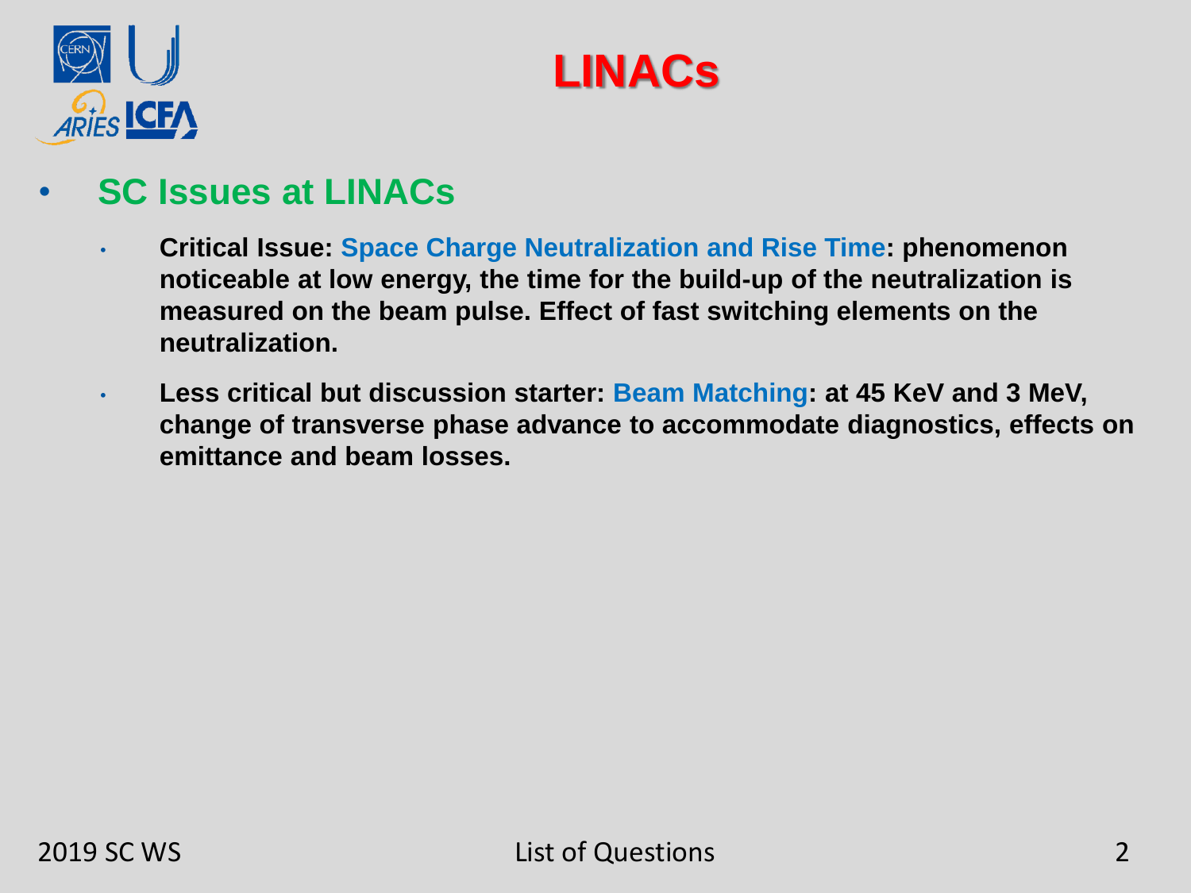# LINACs

- **SC Issues at LINACs**
  - **Critical Issue: Space Charge Neutralization and Rise Time: phenomenon noticeable at low energy, the time for the build-up of the neutralization is measured on the beam pulse. Effect of fast switching elements on the neutralization.**
  - **Less critical but discussion starter: Beam Matching: at 45 KeV and 3 MeV, change of transverse phase advance to accommodate diagnostics, effects on emittance and beam losses.**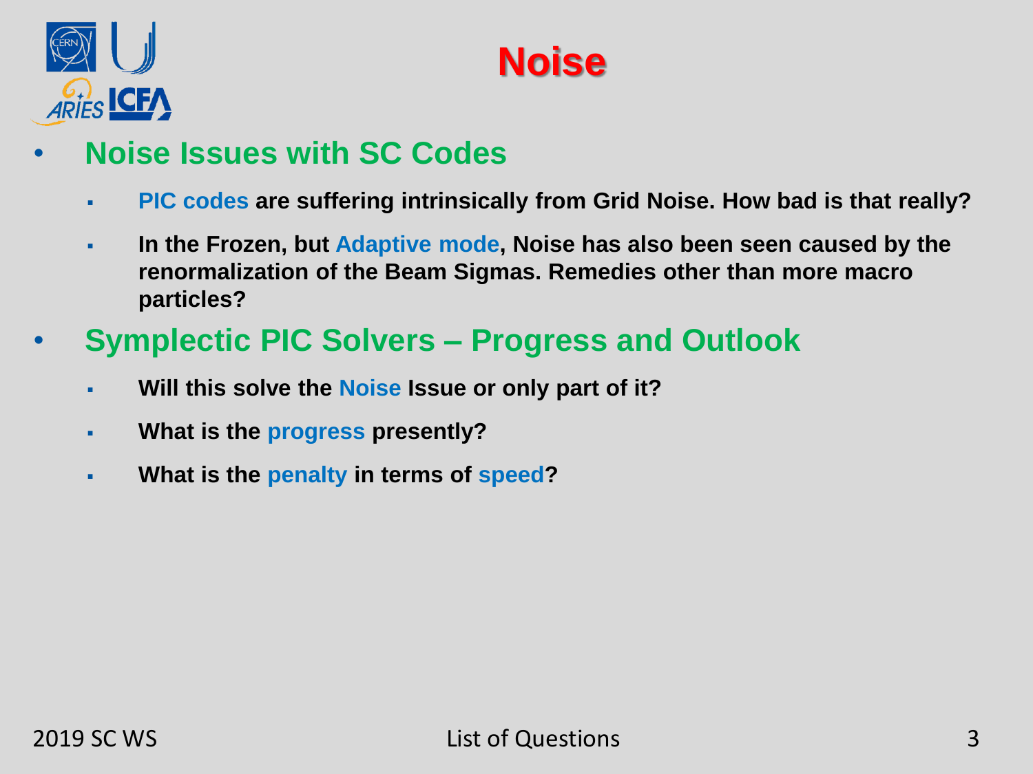# Noise

- **Noise Issues with SC Codes**
  - **PIC codes are suffering intrinsically from Grid Noise. How bad is that really?**
  - **In the Frozen, but Adaptive mode, Noise has also been seen caused by the renormalization of the Beam Sigmas. Remedies other than more macro particles?**
- **Symplectic PIC Solvers – Progress and Outlook**
  - **Will this solve the Noise Issue or only part of it?**
  - **What is the progress presently?**
  - **What is the penalty in terms of speed?**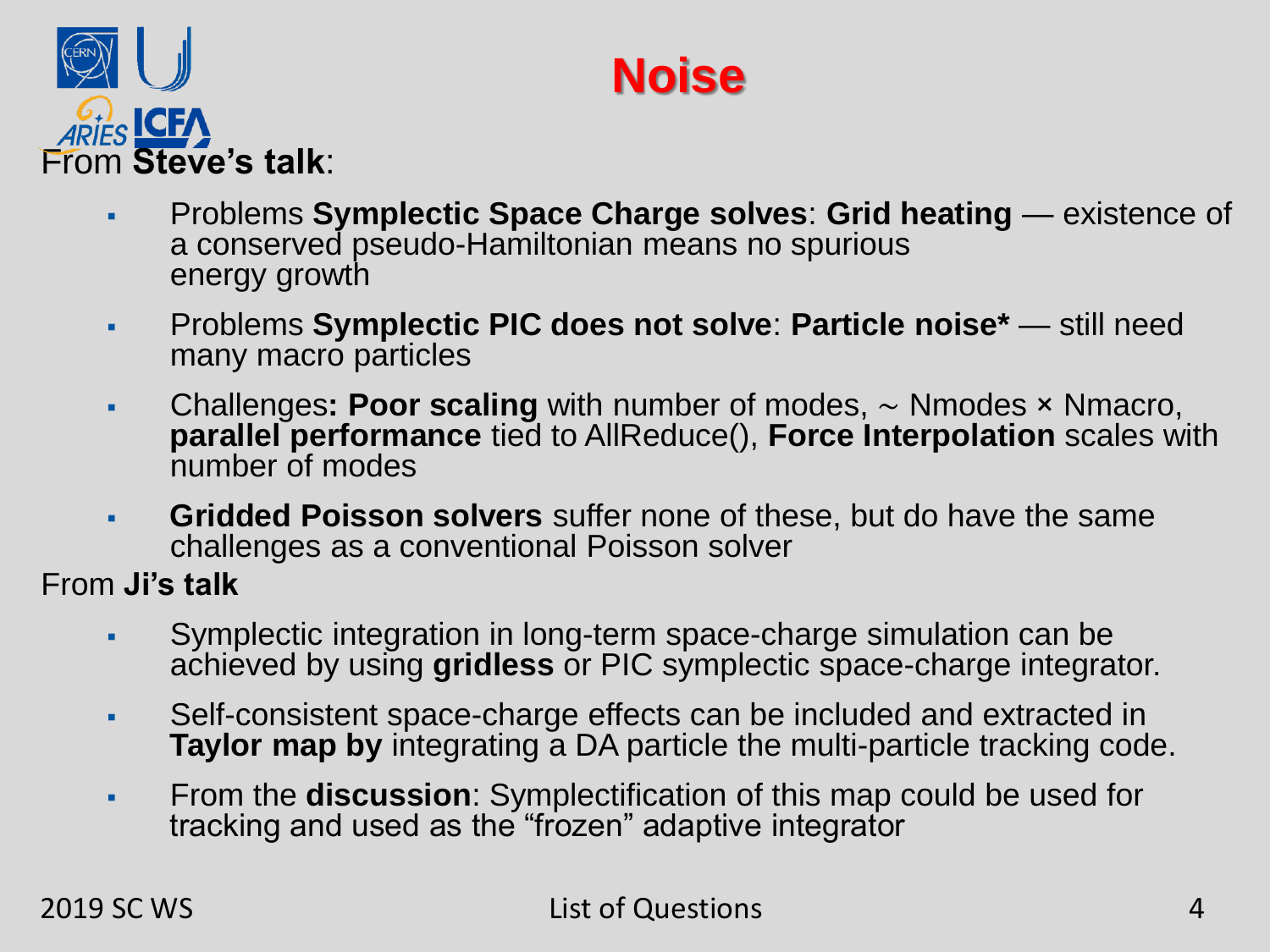# Noise

From **Steve's talk**:

- Problems **Symplectic Space Charge solves**: **Grid heating** — existence of a conserved pseudo-Hamiltonian means no spurious energy growth
- Problems **Symplectic PIC does not solve**: **Particle noise*** — still need many macro particles
- Challenges**: Poor scaling** with number of modes, ~ Nmodes × Nmacro, **parallel performance** tied to AllReduce(), **Force Interpolation** scales with number of modes
- **Gridded Poisson solvers** suffer none of these, but do have the same challenges as a conventional Poisson solver

From **Ji's talk**

- Symplectic integration in long-term space-charge simulation can be achieved by using **gridless** or PIC symplectic space-charge integrator.
- Self-consistent space-charge effects can be included and extracted in **Taylor map by** integrating a DA particle the multi-particle tracking code.
- From the **discussion**: Symplectification of this map could be used for tracking and used as the "frozen" adaptive integrator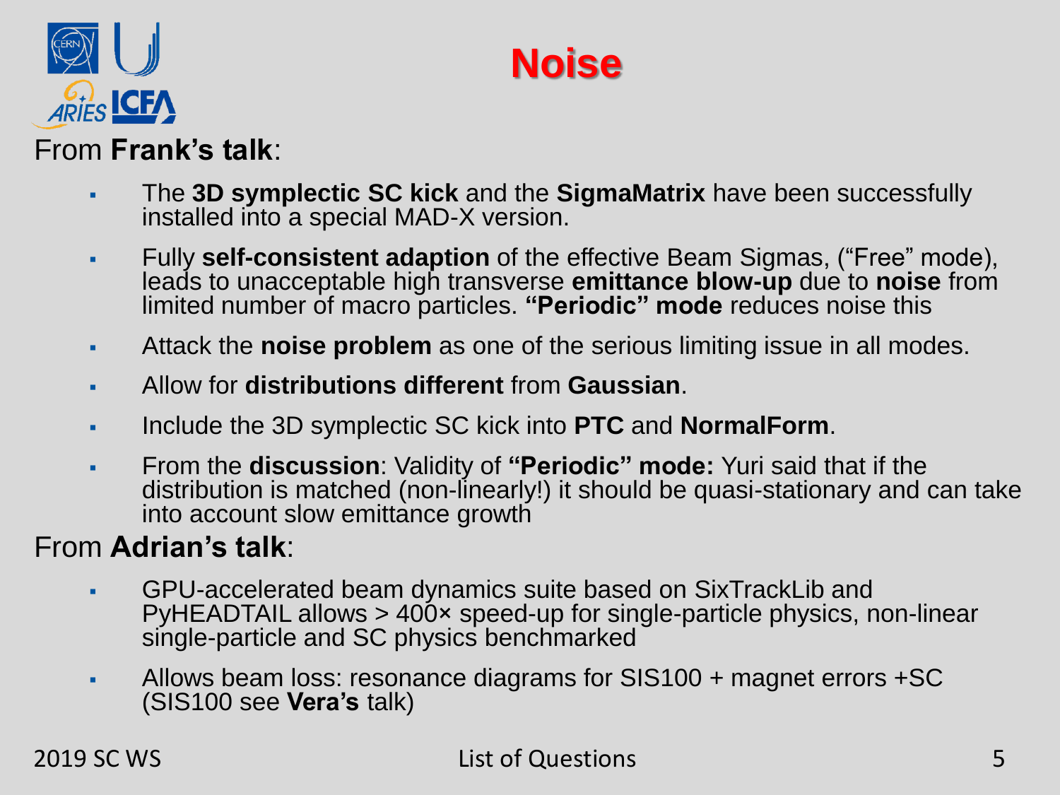# Noise

From **Frank's talk**:

- The **3D symplectic SC kick** and the **SigmaMatrix** have been successfully installed into a special MAD-X version.
- Fully **self-consistent adaption** of the effective Beam Sigmas, ("Free" mode), leads to unacceptable high transverse **emittance blow-up** due to **noise** from limited number of macro particles. **"Periodic" mode** reduces noise this
- Attack the **noise problem** as one of the serious limiting issue in all modes.
- Allow for **distributions different** from **Gaussian**.
- Include the 3D symplectic SC kick into **PTC** and **NormalForm**.
- From the **discussion**: Validity of **"Periodic" mode:** Yuri said that if the distribution is matched (non-linearly!) it should be quasi-stationary and can take into account slow emittance growth

From **Adrian's talk**:

- GPU-accelerated beam dynamics suite based on SixTrackLib and PyHEADTAIL allows > 400× speed-up for single-particle physics, non-linear single-particle and SC physics benchmarked
- Allows beam loss: resonance diagrams for SIS100 + magnet errors +SC (SIS100 see **Vera's** talk)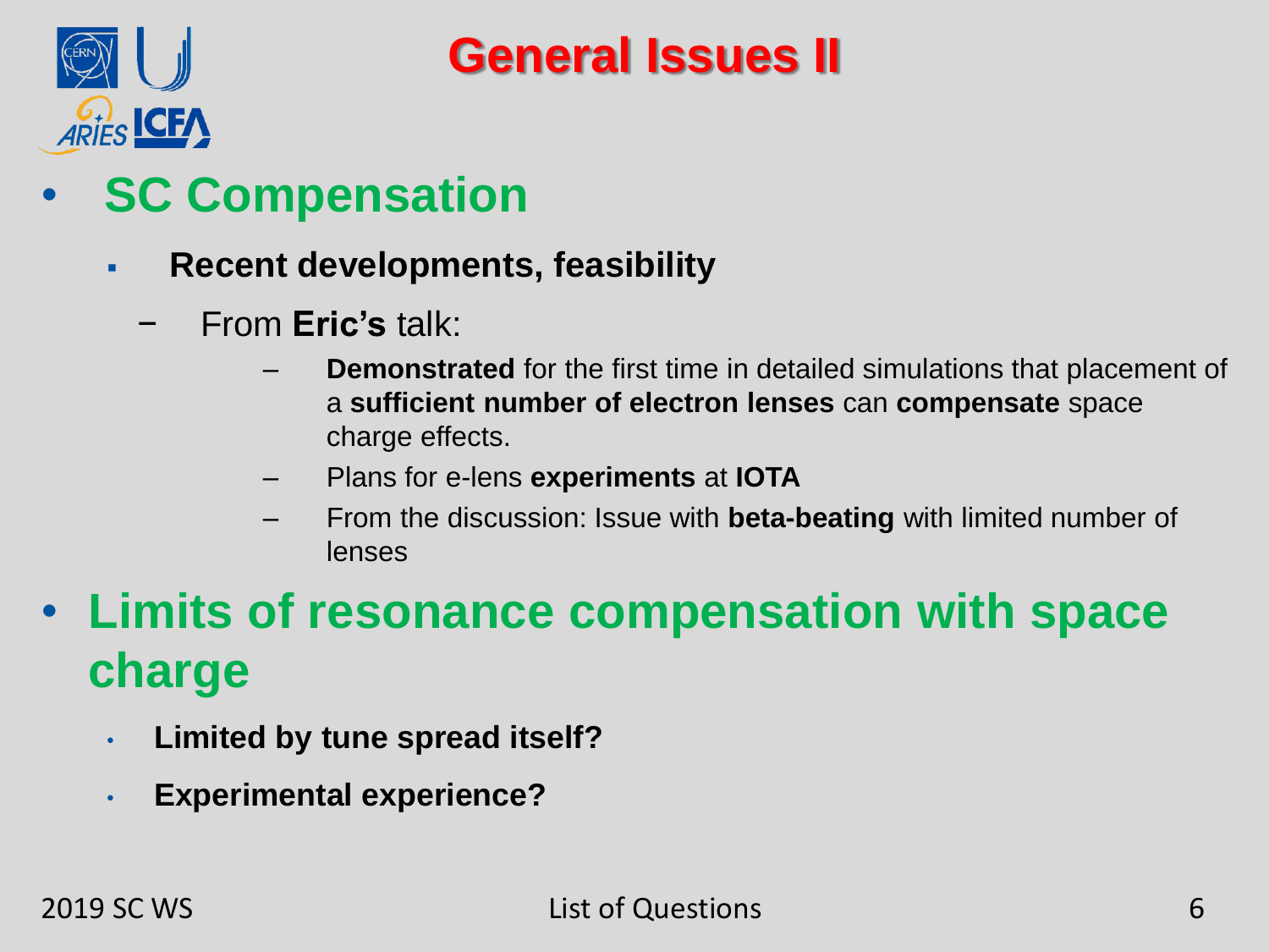# General Issues II

- **SC Compensation**
  - **Recent developments, feasibility**
    - From **Eric's** talk:
      - **Demonstrated** for the first time in detailed simulations that placement of a **sufficient number of electron lenses** can **compensate** space charge effects.
      - Plans for e-lens **experiments** at **IOTA**
      - From the discussion: Issue with **beta-beating** with limited number of lenses
- **Limits of resonance compensation with space charge**
  - **Limited by tune spread itself?**
  - **Experimental experience?**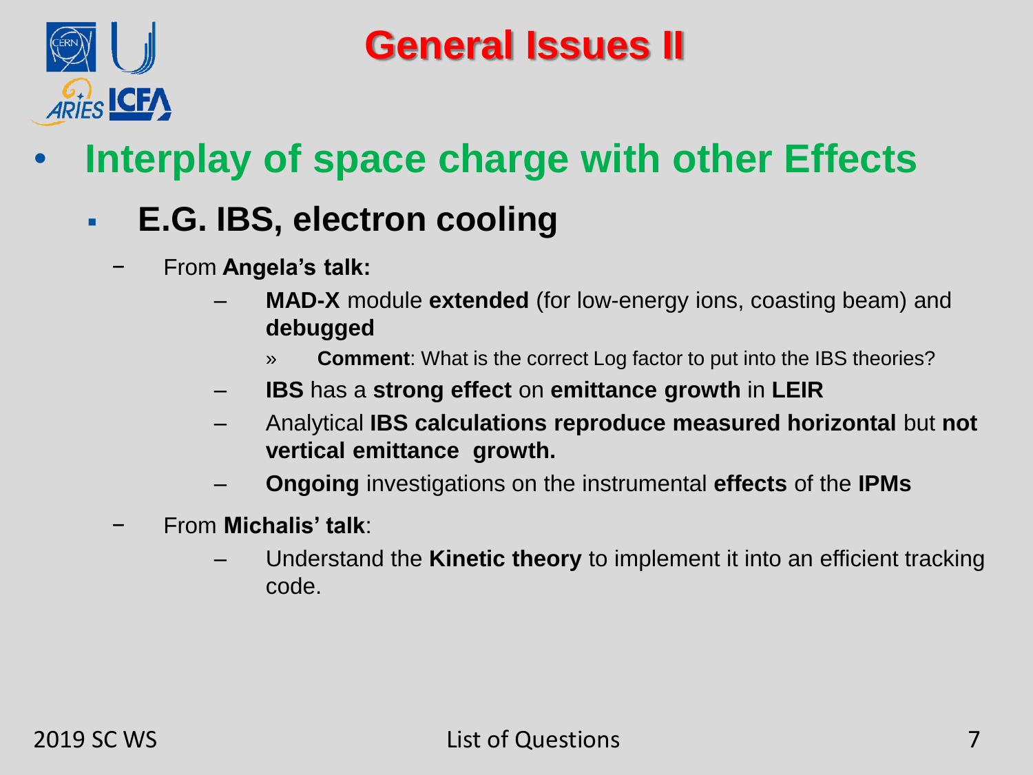# General Issues II

- **Interplay of space charge with other Effects**
  - **E.G. IBS, electron cooling**
    - From **Angela's talk:**
      - **MAD-X** module **extended** (for low-energy ions, coasting beam) and **debugged**
        - **Comment**: What is the correct Log factor to put into the IBS theories?
      - **IBS** has a **strong effect** on **emittance growth** in **LEIR**
      - Analytical **IBS calculations reproduce measured horizontal** but **not vertical emittance growth.**
      - **Ongoing** investigations on the instrumental **effects** of the **IPMs**
    - From **Michalis' talk**:
      - Understand the **Kinetic theory** to implement it into an efficient tracking code.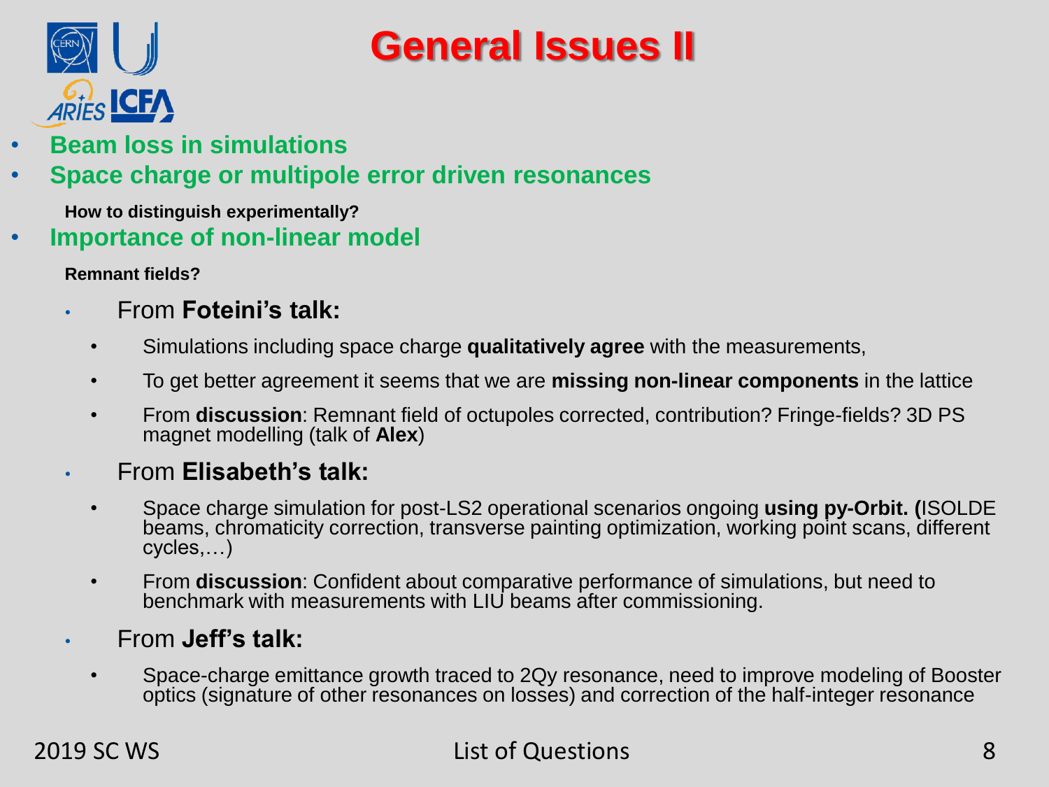# General Issues II

- **Beam loss in simulations**
- **Space charge or multipole error driven resonances**

  **How to distinguish experimentally?**

- **Importance of non-linear model**

  **Remnant fields?**

  - From **Foteini's talk:**
    - Simulations including space charge **qualitatively agree** with the measurements,
    - To get better agreement it seems that we are **missing non-linear components** in the lattice
    - From **discussion**: Remnant field of octupoles corrected, contribution? Fringe-fields? 3D PS magnet modelling (talk of **Alex**)
  - From **Elisabeth's talk:**
    - Space charge simulation for post-LS2 operational scenarios ongoing **using py-Orbit. (**ISOLDE beams, chromaticity correction, transverse painting optimization, working point scans, different cycles,…)
    - From **discussion**: Confident about comparative performance of simulations, but need to benchmark with measurements with LIU beams after commissioning.
  - From **Jeff's talk:**
    - Space-charge emittance growth traced to 2Qy resonance, need to improve modeling of Booster optics (signature of other resonances on losses) and correction of the half-integer resonance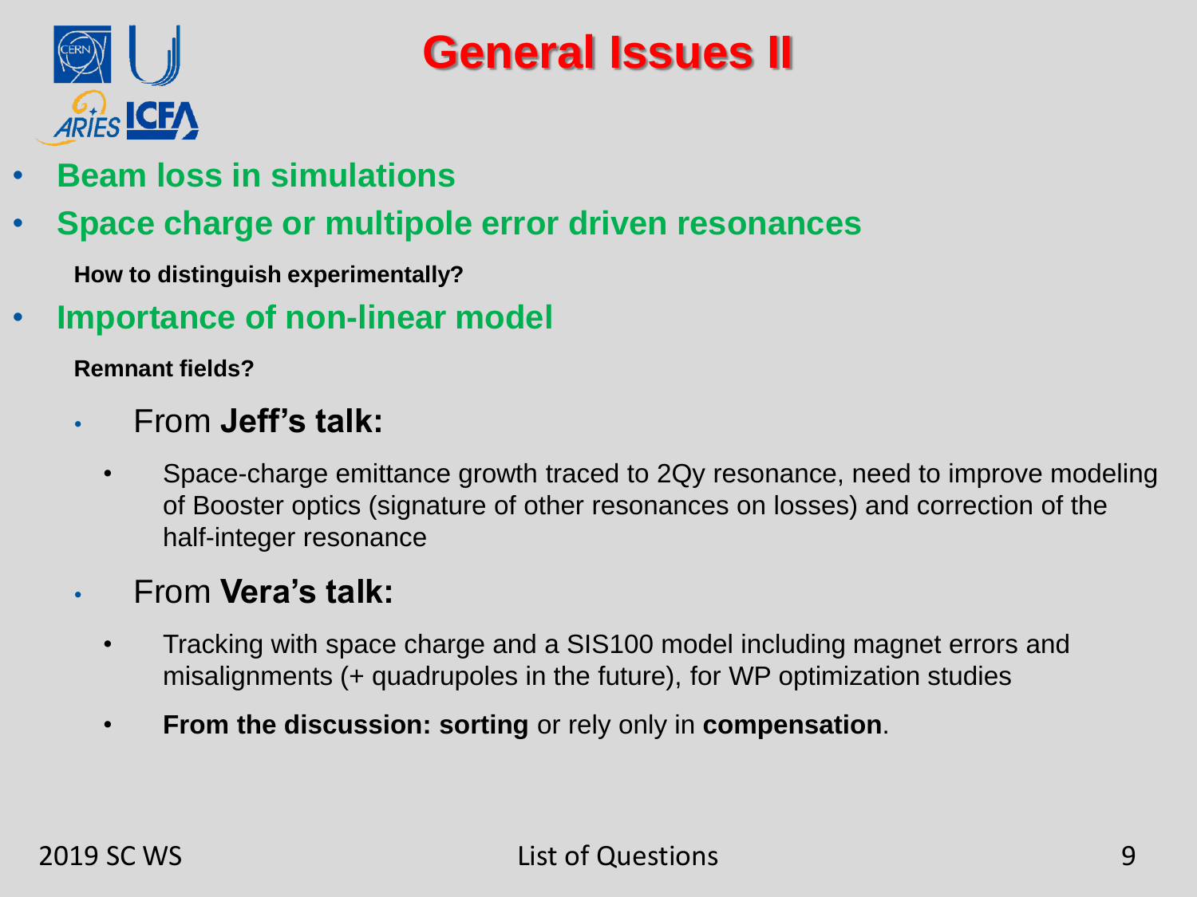# General Issues II

- **Beam loss in simulations**
- **Space charge or multipole error driven resonances**

  **How to distinguish experimentally?**

- **Importance of non-linear model**

  **Remnant fields?**

  - From **Jeff's talk:**
    - Space-charge emittance growth traced to 2Qy resonance, need to improve modeling of Booster optics (signature of other resonances on losses) and correction of the half-integer resonance
  - From **Vera's talk:**
    - Tracking with space charge and a SIS100 model including magnet errors and misalignments (+ quadrupoles in the future), for WP optimization studies
    - **From the discussion: sorting** or rely only in **compensation**.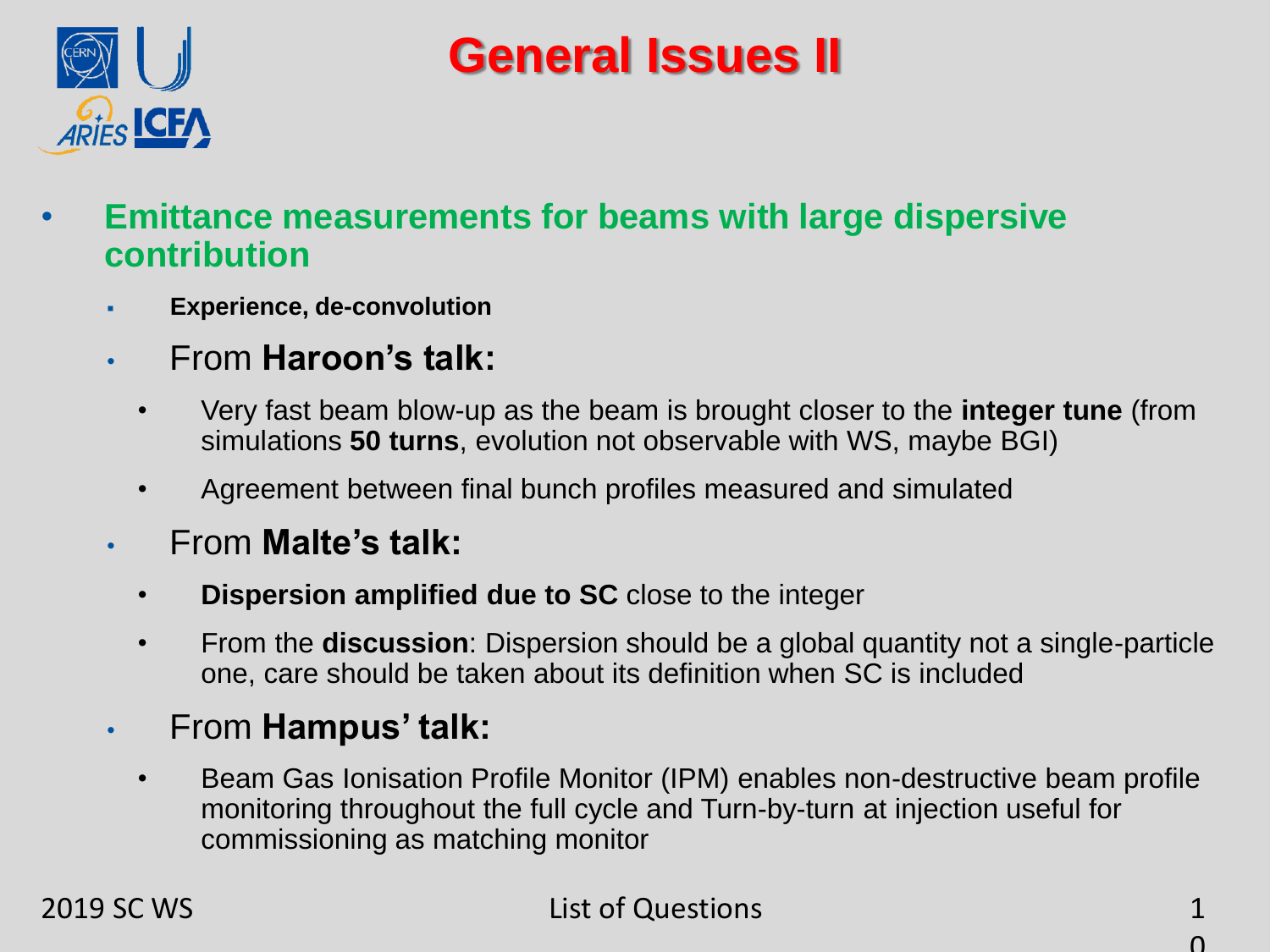# General Issues II

- **Emittance measurements for beams with large dispersive contribution**
  - **Experience, de-convolution**
  - From **Haroon's talk:**
    - Very fast beam blow-up as the beam is brought closer to the **integer tune** (from simulations **50 turns**, evolution not observable with WS, maybe BGI)
    - Agreement between final bunch profiles measured and simulated
  - From **Malte's talk:**
    - **Dispersion amplified due to SC** close to the integer
    - From the **discussion**: Dispersion should be a global quantity not a single-particle one, care should be taken about its definition when SC is included
  - From **Hampus' talk:**
    - Beam Gas Ionisation Profile Monitor (IPM) enables non-destructive beam profile monitoring throughout the full cycle and Turn-by-turn at injection useful for commissioning as matching monitor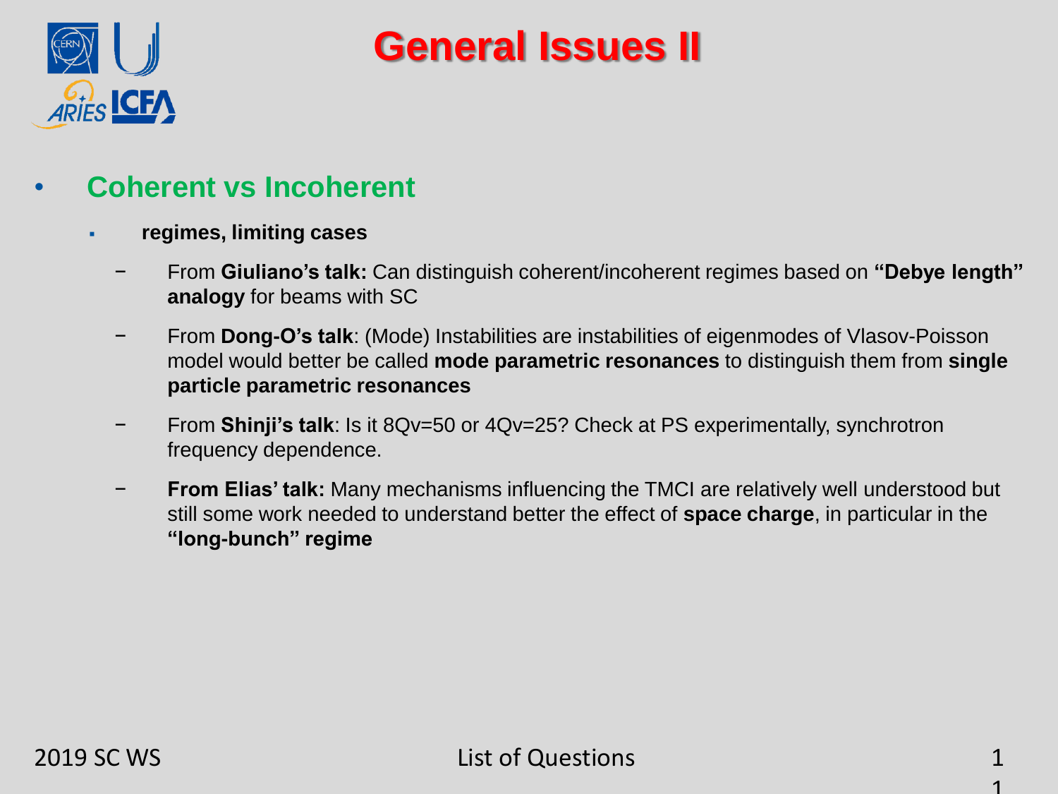# General Issues II

- **Coherent vs Incoherent**
  - **regimes, limiting cases**
    - From **Giuliano's talk:** Can distinguish coherent/incoherent regimes based on **"Debye length" analogy** for beams with SC
    - From **Dong-O's talk**: (Mode) Instabilities are instabilities of eigenmodes of Vlasov-Poisson model would better be called **mode parametric resonances** to distinguish them from **single particle parametric resonances**
    - From **Shinji's talk**: Is it 8Qv=50 or 4Qv=25? Check at PS experimentally, synchrotron frequency dependence.
    - **From Elias' talk:** Many mechanisms influencing the TMCI are relatively well understood but still some work needed to understand better the effect of **space charge**, in particular in the **"long-bunch" regime**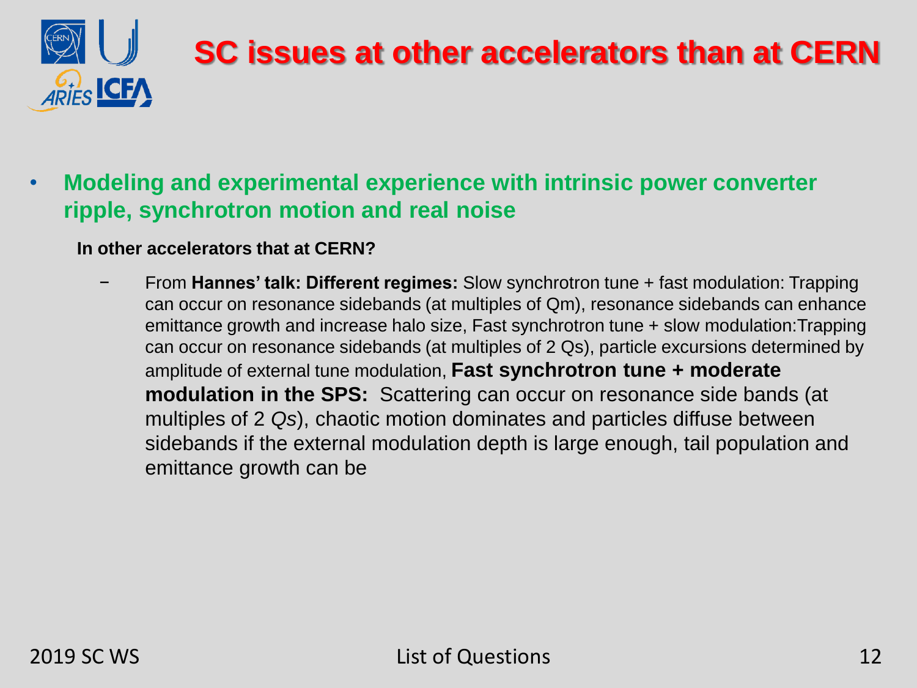# SC issues at other accelerators than at CERN

- **Modeling and experimental experience with intrinsic power converter ripple, synchrotron motion and real noise**

  **In other accelerators that at CERN?**

  - From **Hannes' talk: Different regimes:** Slow synchrotron tune + fast modulation: Trapping can occur on resonance sidebands (at multiples of Qm), resonance sidebands can enhance emittance growth and increase halo size, Fast synchrotron tune + slow modulation:Trapping can occur on resonance sidebands (at multiples of 2 Qs), particle excursions determined by amplitude of external tune modulation, **Fast synchrotron tune + moderate modulation in the SPS:** Scattering can occur on resonance side bands (at multiples of 2 *Qs*), chaotic motion dominates and particles diffuse between sidebands if the external modulation depth is large enough, tail population and emittance growth can be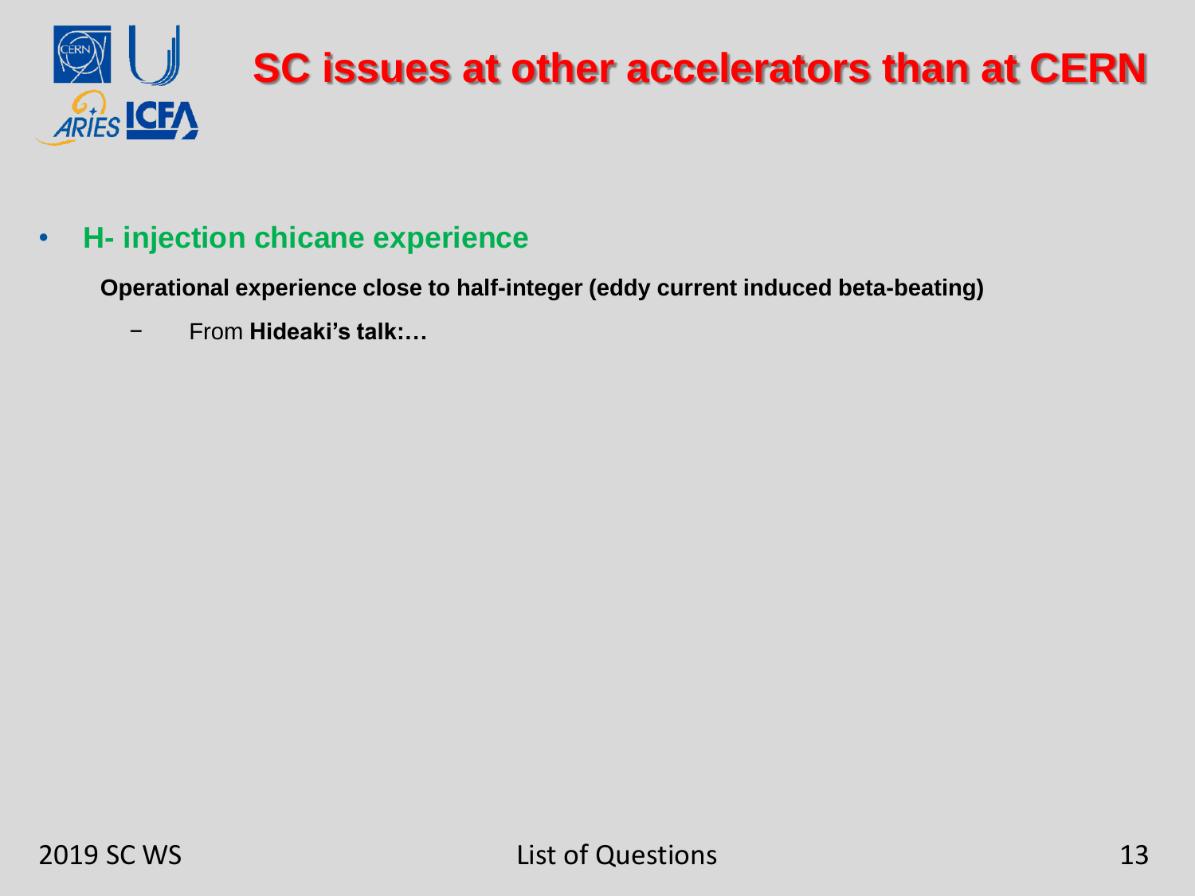# SC issues at other accelerators than at CERN

- **H- injection chicane experience**

  **Operational experience close to half-integer (eddy current induced beta-beating)**

  - From **Hideaki's talk:…**